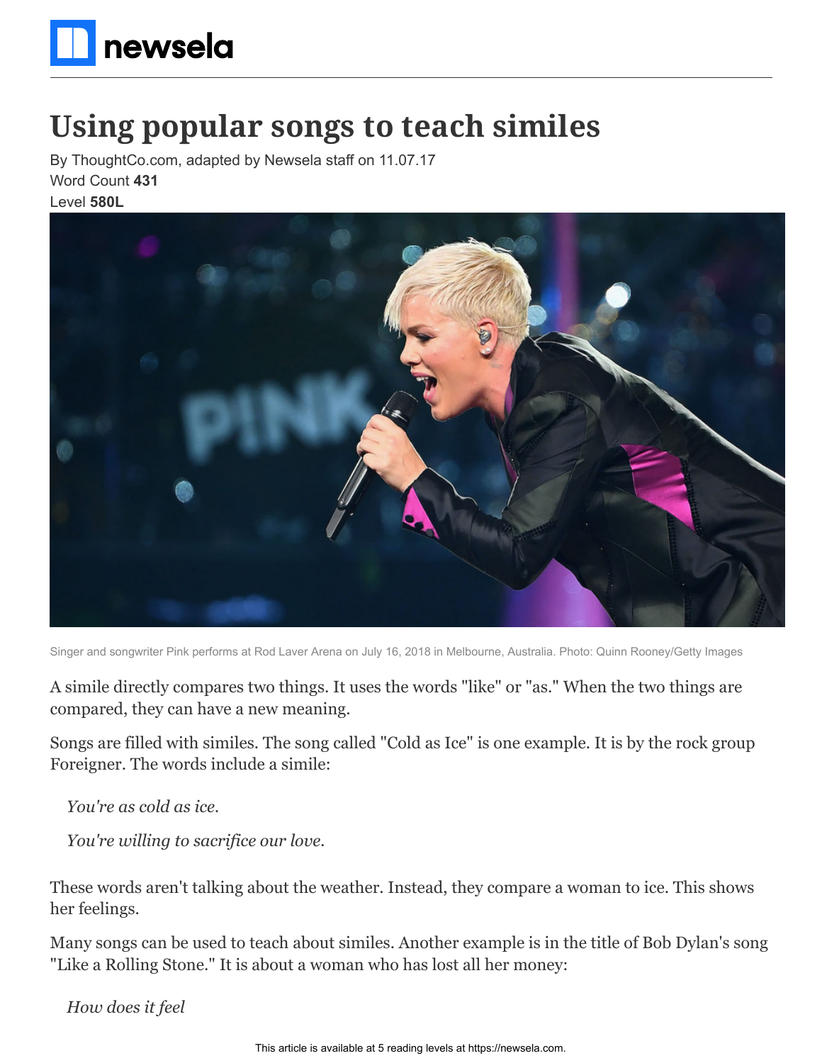# Using popular songs to teach similes

By ThoughtCo.com, adapted by Newsela staff on 11.07.17
Word Count **431**
Level **580L**

Singer and songwriter Pink performs at Rod Laver Arena on July 16, 2018 in Melbourne, Australia. Photo: Quinn Rooney/Getty Images

A simile directly compares two things. It uses the words "like" or "as." When the two things are compared, they can have a new meaning.

Songs are filled with similes. The song called "Cold as Ice" is one example. It is by the rock group Foreigner. The words include a simile:

> *You're as cold as ice.*
>
> *You're willing to sacrifice our love.*

These words aren't talking about the weather. Instead, they compare a woman to ice. This shows her feelings.

Many songs can be used to teach about similes. Another example is in the title of Bob Dylan's song "Like a Rolling Stone." It is about a woman who has lost all her money:

> *How does it feel*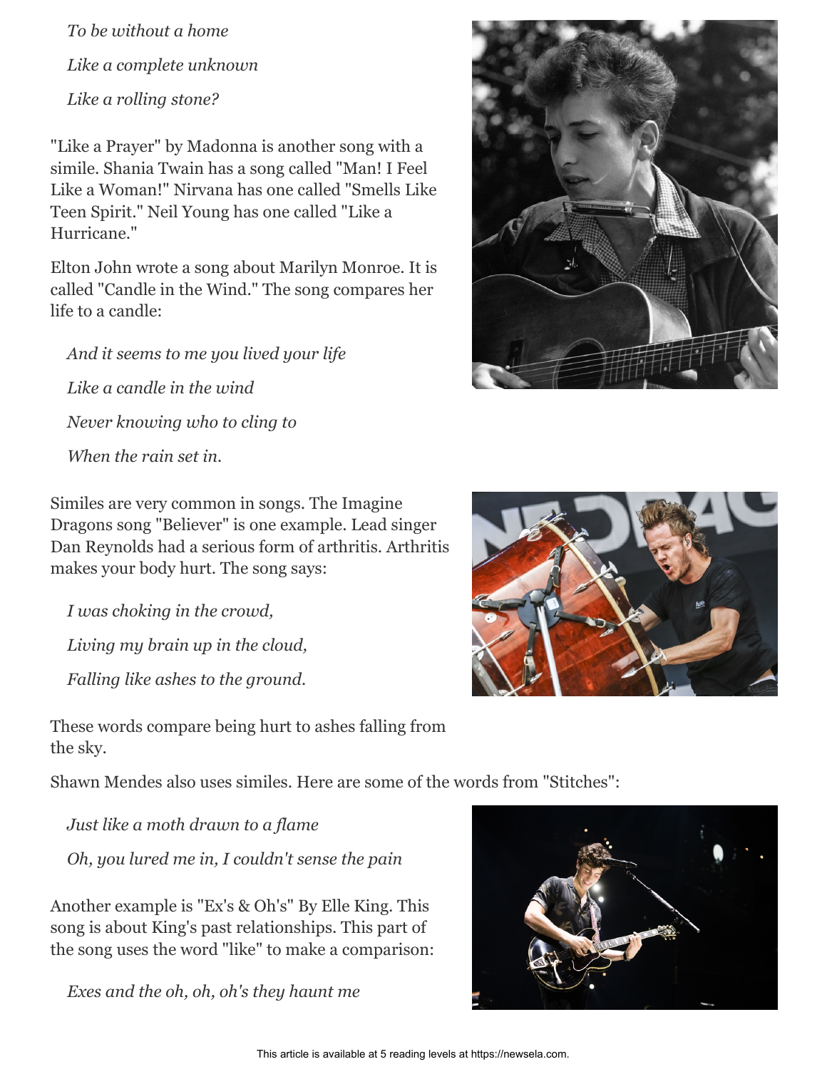*To be without a home*

*Like a complete unknown*

*Like a rolling stone?*

"Like a Prayer" by Madonna is another song with a simile. Shania Twain has a song called "Man! I Feel Like a Woman!" Nirvana has one called "Smells Like Teen Spirit." Neil Young has one called "Like a Hurricane."

Elton John wrote a song about Marilyn Monroe. It is called "Candle in the Wind." The song compares her life to a candle:

*And it seems to me you lived your life*

*Like a candle in the wind*

*Never knowing who to cling to*

*When the rain set in.*

Similes are very common in songs. The Imagine Dragons song "Believer" is one example. Lead singer Dan Reynolds had a serious form of arthritis. Arthritis makes your body hurt. The song says:

*I was choking in the crowd,*

*Living my brain up in the cloud,*

*Falling like ashes to the ground.*

These words compare being hurt to ashes falling from the sky.

Shawn Mendes also uses similes. Here are some of the words from "Stitches":

*Just like a moth drawn to a flame*

*Oh, you lured me in, I couldn't sense the pain*

Another example is "Ex's & Oh's" By Elle King. This song is about King's past relationships. This part of the song uses the word "like" to make a comparison:

*Exes and the oh, oh, oh's they haunt me*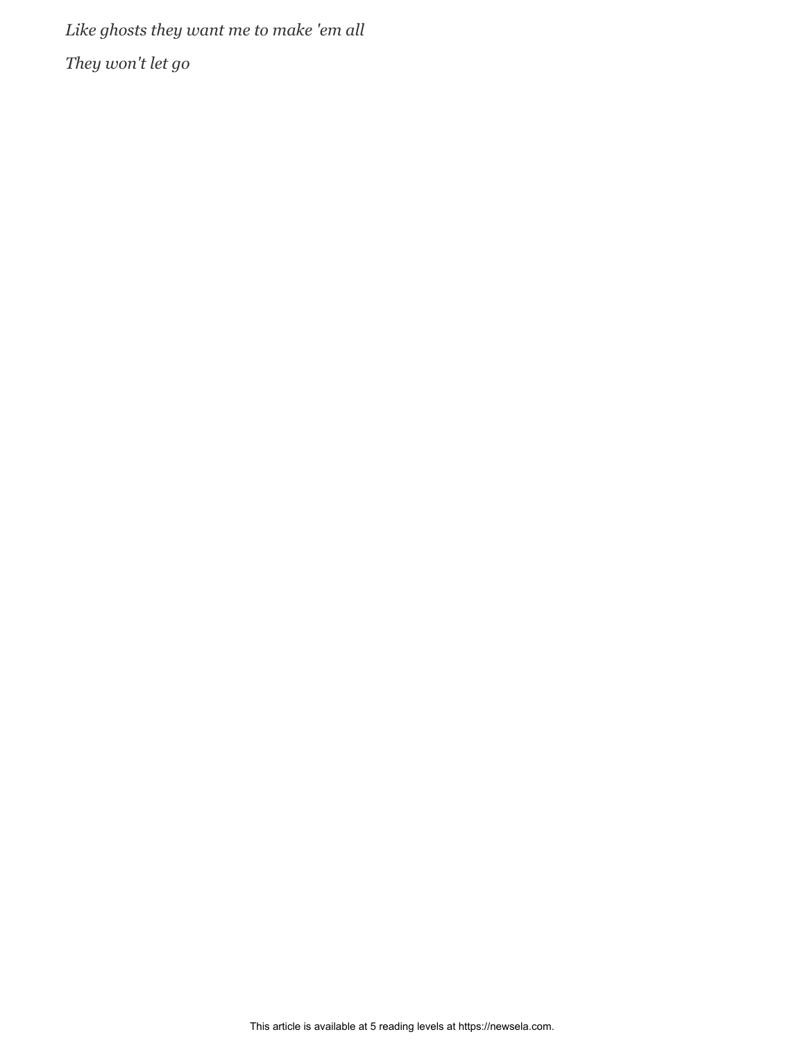*Like ghosts they want me to make 'em all*

*They won't let go*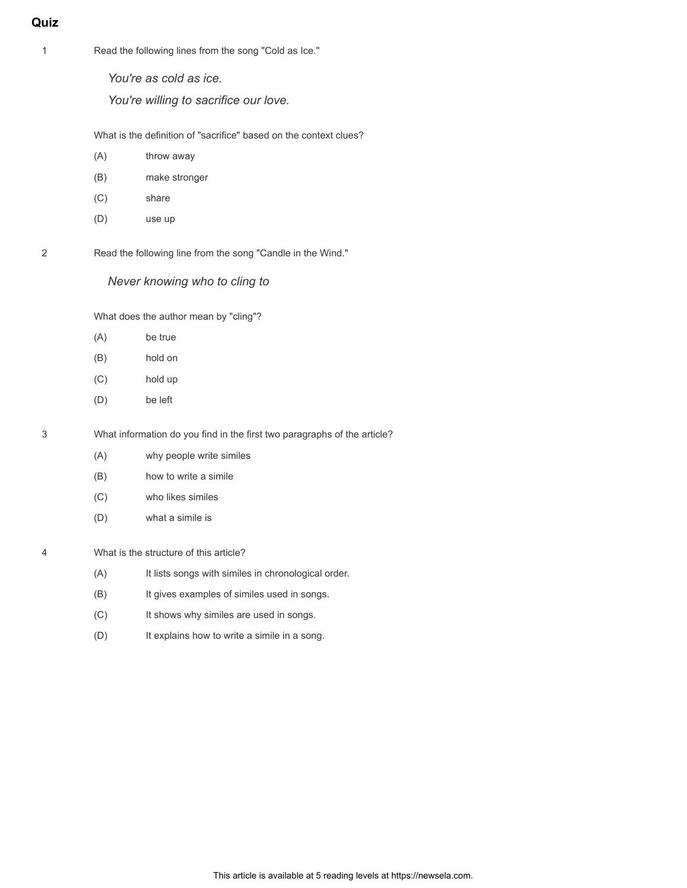## Quiz

1. Read the following lines from the song "Cold as Ice."

   *You're as cold as ice.*

   *You're willing to sacrifice our love.*

   What is the definition of "sacrifice" based on the context clues?

   (A) throw away

   (B) make stronger

   (C) share

   (D) use up

2. Read the following line from the song "Candle in the Wind."

   *Never knowing who to cling to*

   What does the author mean by "cling"?

   (A) be true

   (B) hold on

   (C) hold up

   (D) be left

3. What information do you find in the first two paragraphs of the article?

   (A) why people write similes

   (B) how to write a simile

   (C) who likes similes

   (D) what a simile is

4. What is the structure of this article?

   (A) It lists songs with similes in chronological order.

   (B) It gives examples of similes used in songs.

   (C) It shows why similes are used in songs.

   (D) It explains how to write a simile in a song.